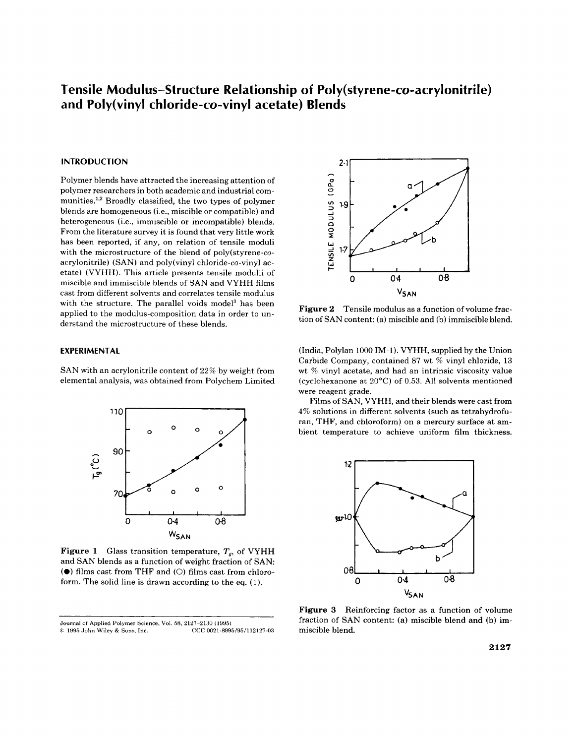# Tensile Modulus–Structure Relationship of Poly(styrene-*co*-acrylonitrile) and Poly(vinyl chloride-*co*-vinyl acetate) Blends

## INTRODUCTION

Polymer blends have attracted the increasing attention of polymer researchers in both academic and industrial communities.[1,2] Broadly classified, the two types of polymer blends are homogeneous (i.e., miscible or compatible) and heterogeneous (i.e., immiscible or incompatible) blends. From the literature survey it is found that very little work has been reported, if any, on relation of tensile moduli with the microstructure of the blend of poly(styrene-*co*-acrylonitrile) (SAN) and poly(vinyl chloride-*co*-vinyl acetate) (VYHH). This article presents tensile modulii of miscible and immiscible blends of SAN and VYHH films cast from different solvents and correlates tensile modulus with the structure. The parallel voids model[3] has been applied to the modulus-composition data in order to understand the microstructure of these blends.

Figure 2 Tensile modulus as a function of volume fraction of SAN content: (a) miscible and (b) immiscible blend.

## EXPERIMENTAL

SAN with an acrylonitrile content of 22% by weight from elemental analysis, was obtained from Polychem Limited (India, Polylan 1000 IM-1). VYHH, supplied by the Union Carbide Company, contained 87 wt % vinyl chloride, 13 wt % vinyl acetate, and had an intrinsic viscosity value (cyclohexanone at 20°C) of 0.53. All solvents mentioned were reagent grade.

Figure 1 Glass transition temperature, $T_g$, of VYHH and SAN blends as a function of weight fraction of SAN: (●) films cast from THF and (○) films cast from chloroform. The solid line is drawn according to the eq. (1).

Films of SAN, VYHH, and their blends were cast from 4% solutions in different solvents (such as tetrahydrofuran, THF, and chloroform) on a mercury surface at ambient temperature to achieve uniform film thickness.

Figure 3 Reinforcing factor as a function of volume fraction of SAN content: (a) miscible blend and (b) immiscible blend.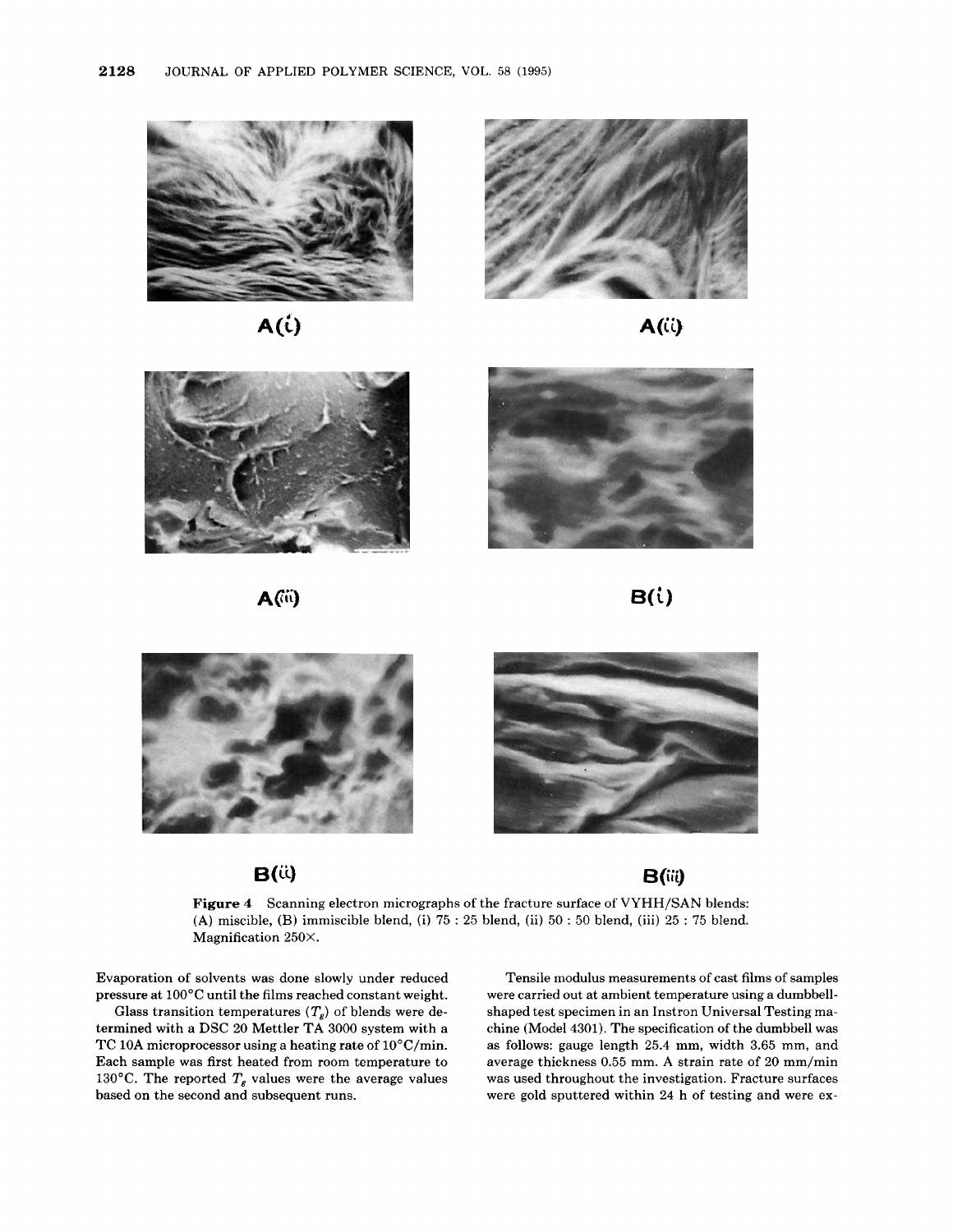A(i)

A(ii)

A(iii)

B(i)

B(ii)

B(iii)

**Figure 4** Scanning electron micrographs of the fracture surface of VYHH/SAN blends: (A) miscible, (B) immiscible blend, (i) 75 : 25 blend, (ii) 50 : 50 blend, (iii) 25 : 75 blend. Magnification 250×.

Evaporation of solvents was done slowly under reduced pressure at 100°C until the films reached constant weight.

Glass transition temperatures ($T_g$) of blends were determined with a DSC 20 Mettler TA 3000 system with a TC 10A microprocessor using a heating rate of 10°C/min. Each sample was first heated from room temperature to 130°C. The reported $T_g$ values were the average values based on the second and subsequent runs.

Tensile modulus measurements of cast films of samples were carried out at ambient temperature using a dumbbell-shaped test specimen in an Instron Universal Testing machine (Model 4301). The specification of the dumbbell was as follows: gauge length 25.4 mm, width 3.65 mm, and average thickness 0.55 mm. A strain rate of 20 mm/min was used throughout the investigation. Fracture surfaces were gold sputtered within 24 h of testing and were ex-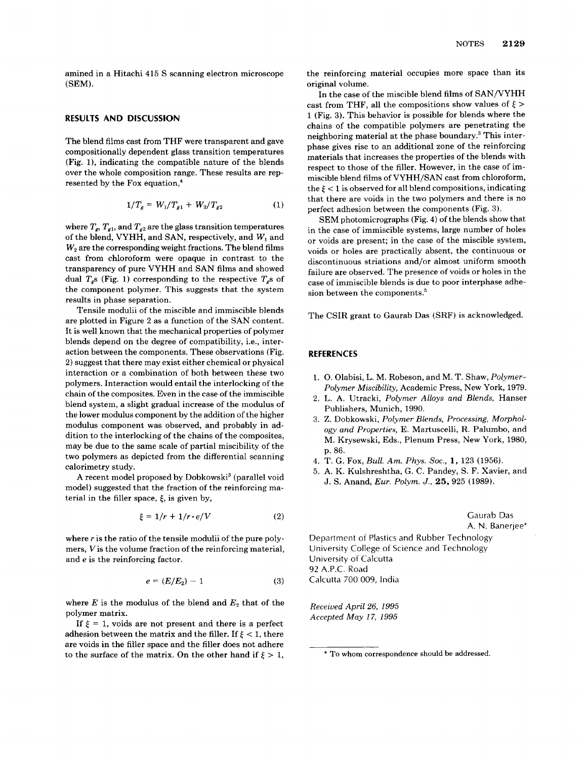amined in a Hitachi 415 S scanning electron microscope (SEM).

## RESULTS AND DISCUSSION

The blend films cast from THF were transparent and gave compositionally dependent glass transition temperatures (Fig. 1), indicating the compatible nature of the blends over the whole composition range. These results are represented by the Fox equation,[4]

$$1/T_g = W_1/T_{g1} + W_2/T_{g2} \tag{1}$$

where $T_g$, $T_{g1}$, and $T_{g2}$ are the glass transition temperatures of the blend, VYHH, and SAN, respectively, and $W_1$ and $W_2$ are the corresponding weight fractions. The blend films cast from chloroform were opaque in contrast to the transparency of pure VYHH and SAN films and showed dual $T_g$s (Fig. 1) corresponding to the respective $T_g$s of the component polymer. This suggests that the system results in phase separation.

Tensile modulii of the miscible and immiscible blends are plotted in Figure 2 as a function of the SAN content. It is well known that the mechanical properties of polymer blends depend on the degree of compatibility, i.e., interaction between the components. These observations (Fig. 2) suggest that there may exist either chemical or physical interaction or a combination of both between these two polymers. Interaction would entail the interlocking of the chain of the composites. Even in the case of the immiscible blend system, a slight gradual increase of the modulus of the lower modulus component by the addition of the higher modulus component was observed, and probably in addition to the interlocking of the chains of the composites, may be due to the same scale of partial miscibility of the two polymers as depicted from the differential scanning calorimetry study.

A recent model proposed by Dobkowski[3] (parallel void model) suggested that the fraction of the reinforcing material in the filler space, $\xi$, is given by,

$$\xi = 1/r + 1/r \cdot e/V \tag{2}$$

where $r$ is the ratio of the tensile modulii of the pure polymers, $V$ is the volume fraction of the reinforcing material, and $e$ is the reinforcing factor.

$$e = (E/E_2) - 1 \tag{3}$$

where $E$ is the modulus of the blend and $E_2$ that of the polymer matrix.

If $\xi = 1$, voids are not present and there is a perfect adhesion between the matrix and the filler. If $\xi < 1$, there are voids in the filler space and the filler does not adhere to the surface of the matrix. On the other hand if $\xi > 1$, the reinforcing material occupies more space than its original volume.

In the case of the miscible blend films of SAN/VYHH cast from THF, all the compositions show values of $\xi > 1$ (Fig. 3). This behavior is possible for blends where the chains of the compatible polymers are penetrating the neighboring material at the phase boundary.[3] This interphase gives rise to an additional zone of the reinforcing materials that increases the properties of the blends with respect to those of the filler. However, in the case of immiscible blend films of VYHH/SAN cast from chloroform, the $\xi < 1$ is observed for all blend compositions, indicating that there are voids in the two polymers and there is no perfect adhesion between the components (Fig. 3).

SEM photomicrographs (Fig. 4) of the blends show that in the case of immiscible systems, large number of holes or voids are present; in the case of the miscible system, voids or holes are practically absent, the continuous or discontinuous striations and/or almost uniform smooth failure are observed. The presence of voids or holes in the case of immiscible blends is due to poor interphase adhesion between the components.[5]

The CSIR grant to Gaurab Das (SRF) is acknowledged.

## REFERENCES

1. O. Olabisi, L. M. Robeson, and M. T. Shaw, *Polymer–Polymer Miscibility*, Academic Press, New York, 1979.
2. L. A. Utracki, *Polymer Alloys and Blends*, Hanser Publishers, Munich, 1990.
3. Z. Dobkowski, *Polymer Blends, Processing, Morphology and Properties*, E. Martuscelli, R. Palumbo, and M. Krysewski, Eds., Plenum Press, New York, 1980, p. 86.
4. T. G. Fox, *Bull. Am. Phys. Soc.*, **1**, 123 (1956).
5. A. K. Kulshreshtha, G. C. Pandey, S. F. Xavier, and J. S. Anand, *Eur. Polym. J.*, **25**, 925 (1989).

Gaurab Das
A. N. Banerjee*

Department of Plastics and Rubber Technology
University College of Science and Technology
University of Calcutta
92 A.P.C. Road
Calcutta 700 009, India

*Received April 26, 1995*
*Accepted May 17, 1995*

\* To whom correspondence should be addressed.